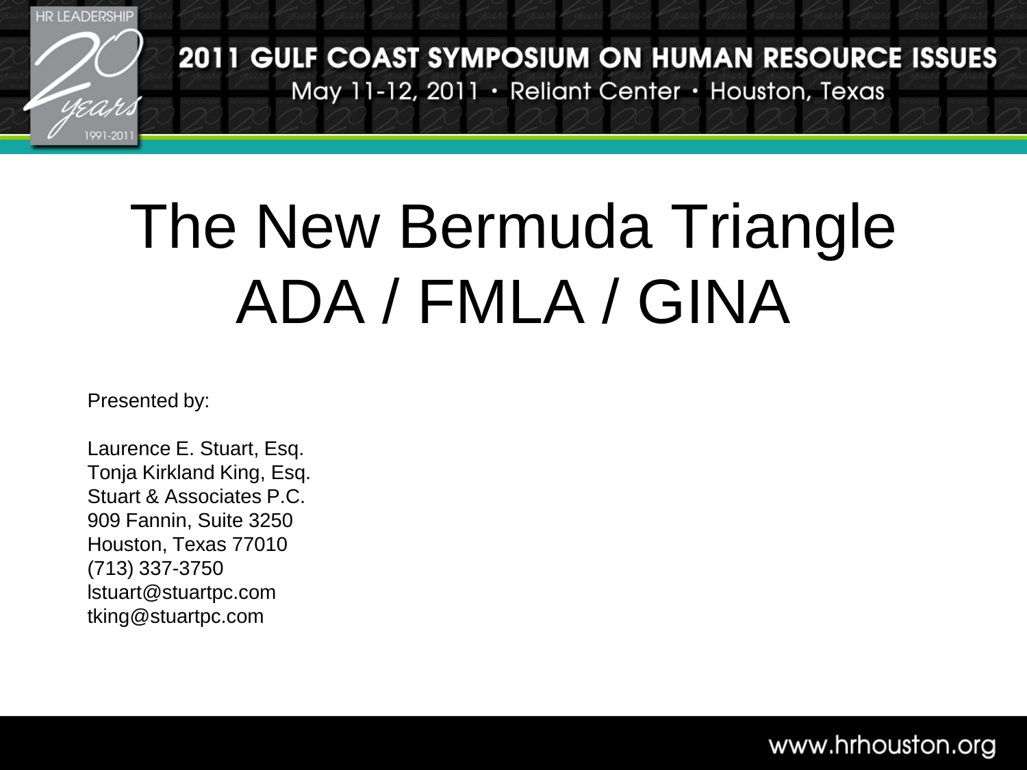# The New Bermuda Triangle ADA / FMLA / GINA

Presented by:

Laurence E. Stuart, Esq.
Tonja Kirkland King, Esq.
Stuart & Associates P.C.
909 Fannin, Suite 3250
Houston, Texas 77010
(713) 337-3750
lstuart@stuartpc.com
tking@stuartpc.com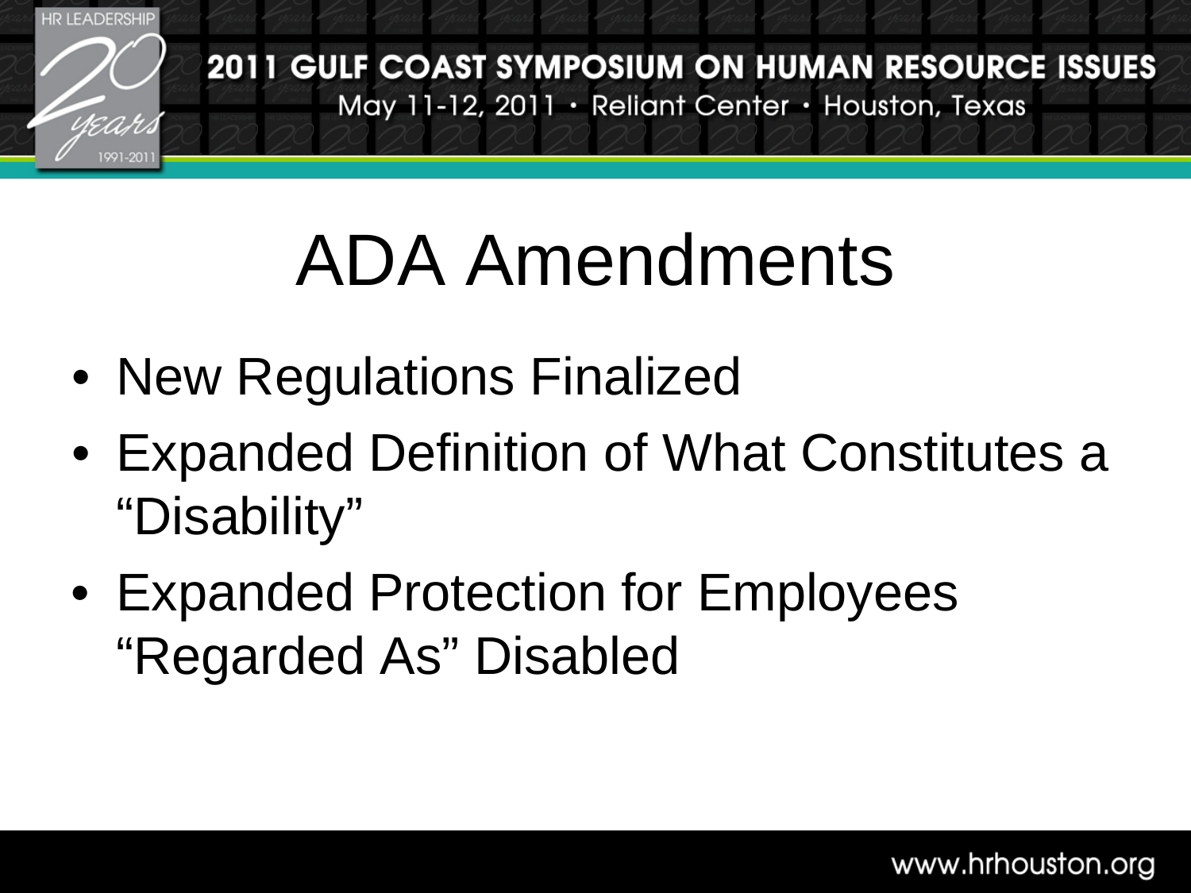# ADA Amendments

- New Regulations Finalized
- Expanded Definition of What Constitutes a "Disability"
- Expanded Protection for Employees "Regarded As" Disabled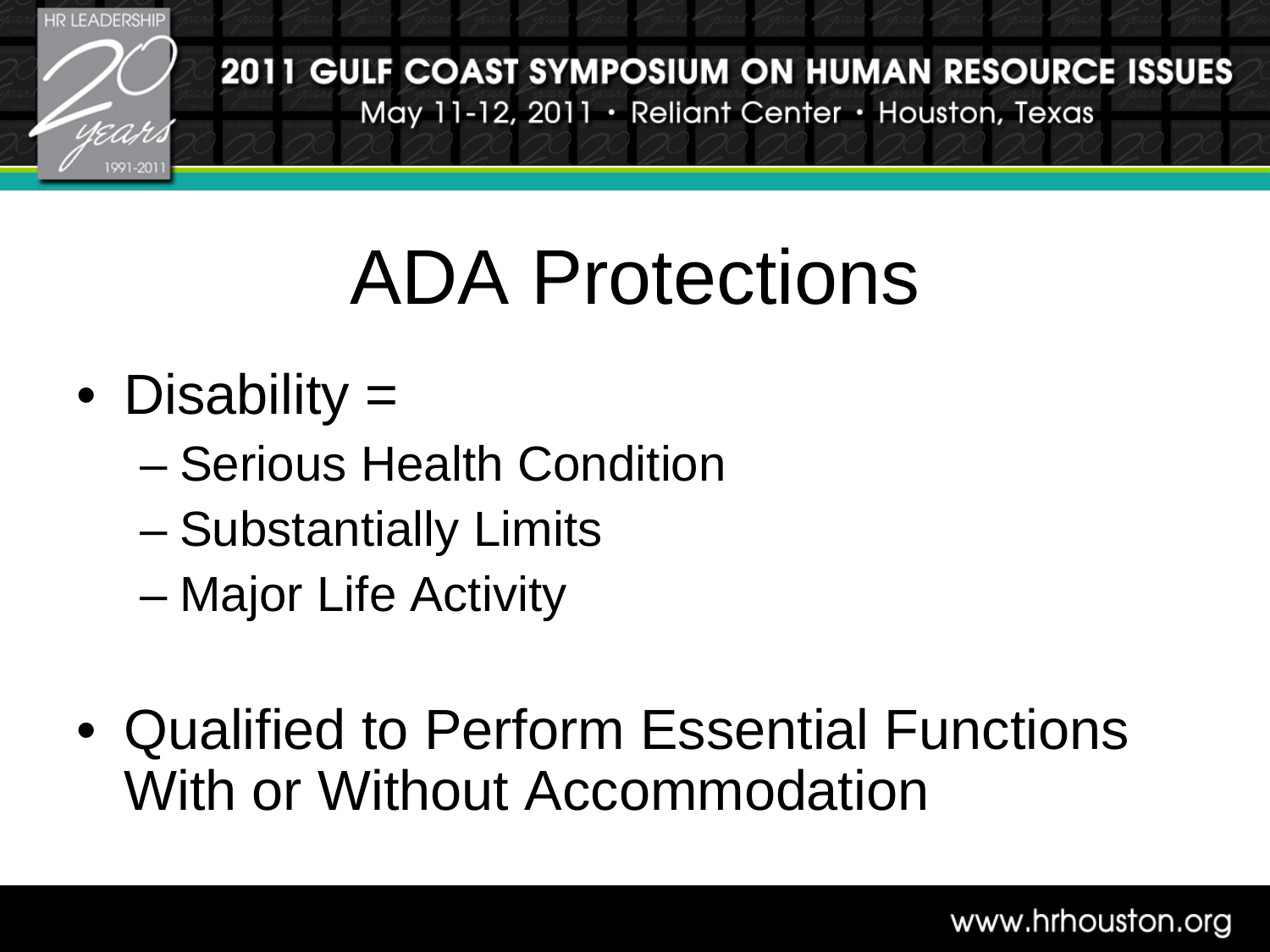# ADA Protections

- Disability =
  - Serious Health Condition
  - Substantially Limits
  - Major Life Activity
- Qualified to Perform Essential Functions With or Without Accommodation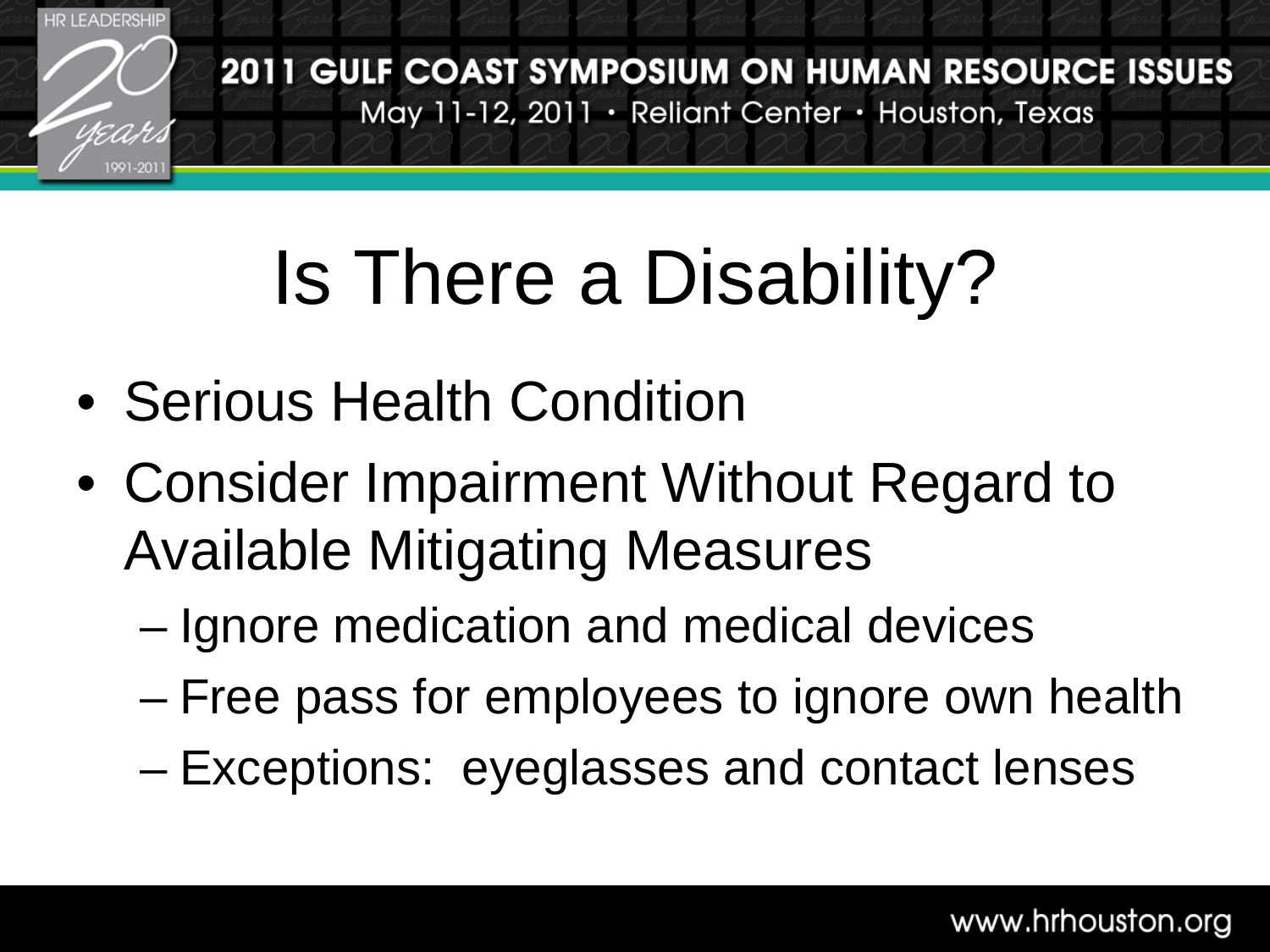# Is There a Disability?

- Serious Health Condition
- Consider Impairment Without Regard to Available Mitigating Measures
  - Ignore medication and medical devices
  - Free pass for employees to ignore own health
  - Exceptions: eyeglasses and contact lenses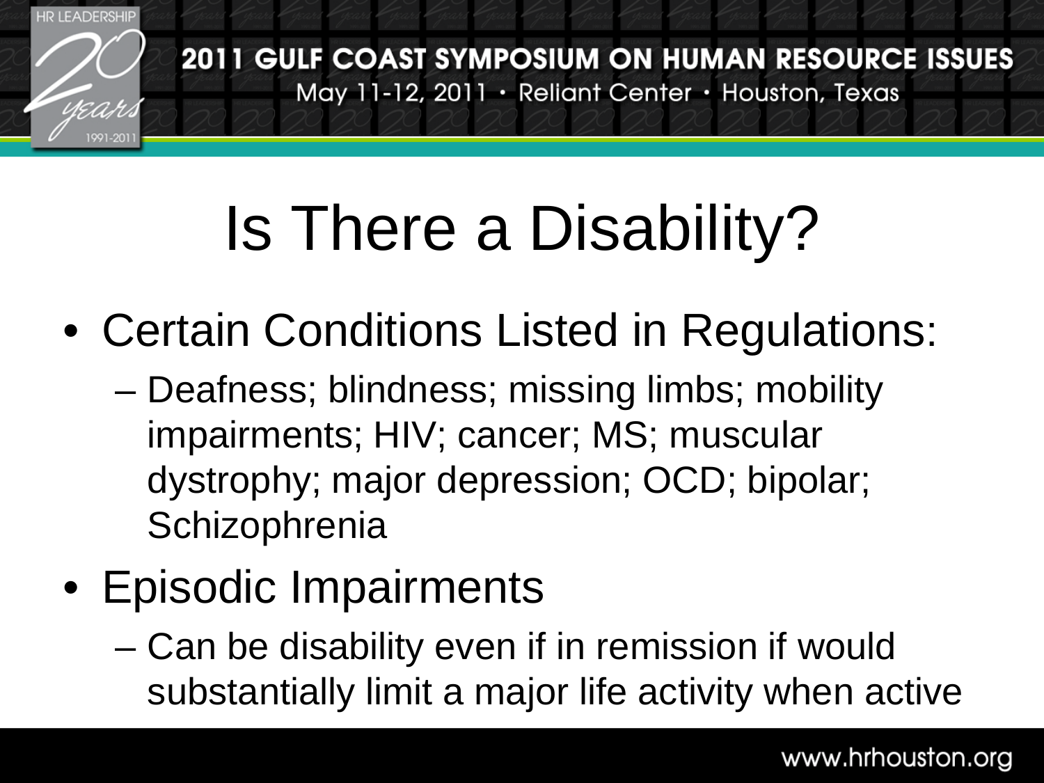# Is There a Disability?

- Certain Conditions Listed in Regulations:
  - Deafness; blindness; missing limbs; mobility impairments; HIV; cancer; MS; muscular dystrophy; major depression; OCD; bipolar; Schizophrenia
- Episodic Impairments
  - Can be disability even if in remission if would substantially limit a major life activity when active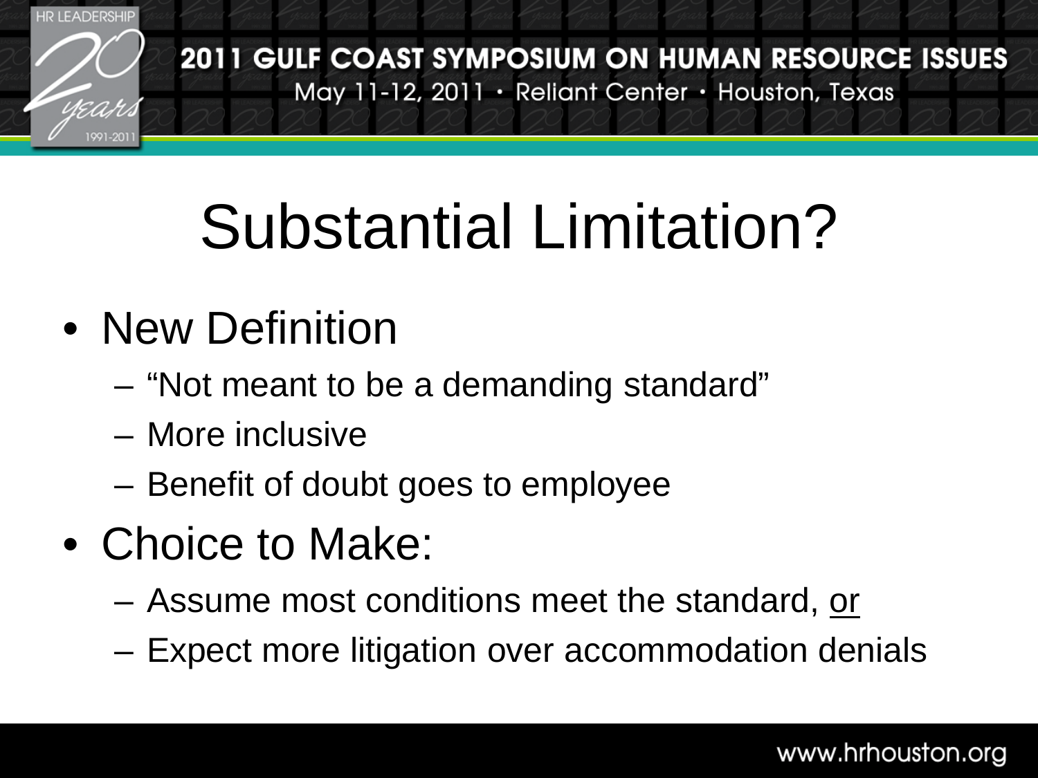# Substantial Limitation?

- New Definition
  - “Not meant to be a demanding standard”
  - More inclusive
  - Benefit of doubt goes to employee
- Choice to Make:
  - Assume most conditions meet the standard, <u>or</u>
  - Expect more litigation over accommodation denials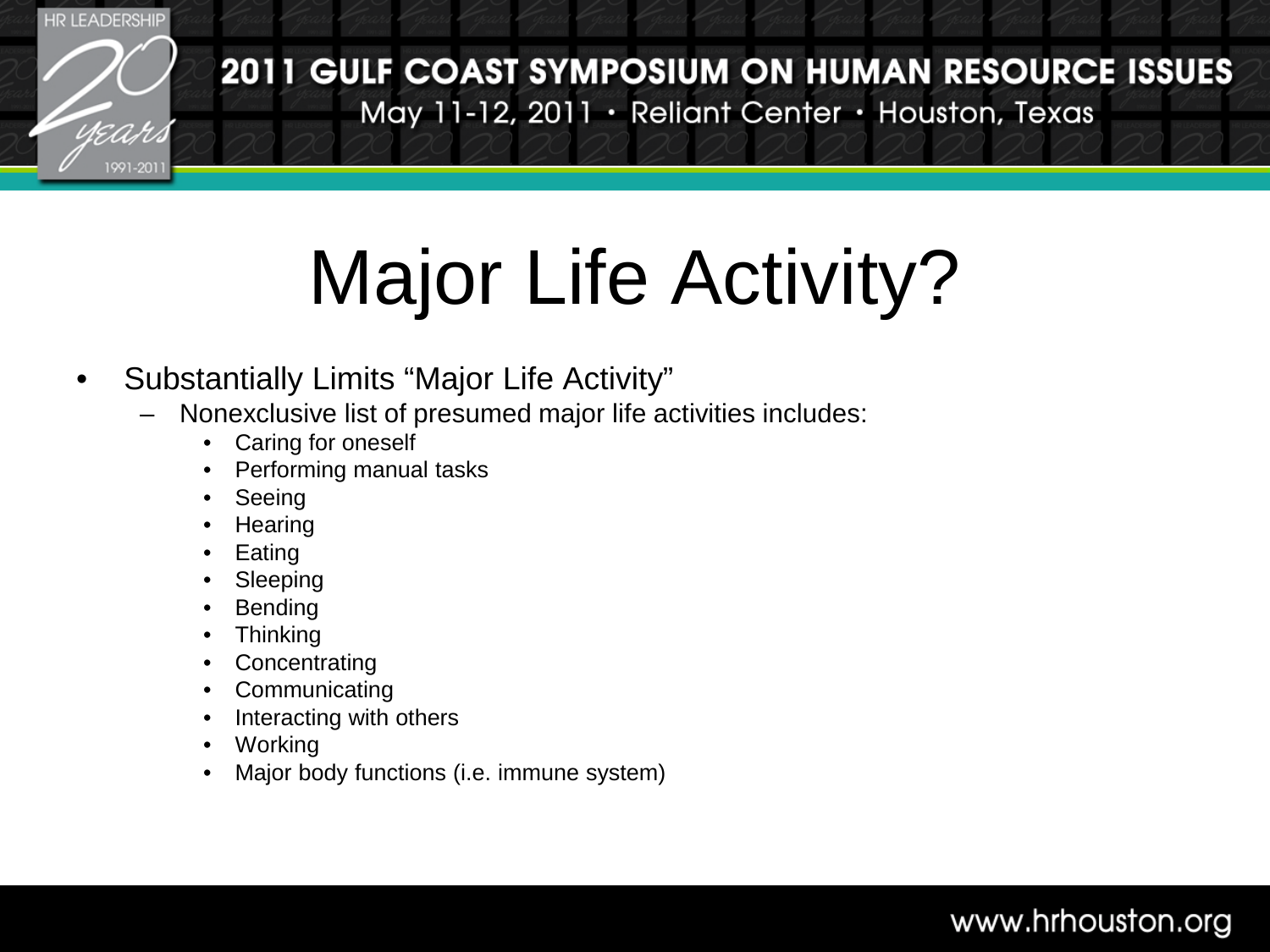# Major Life Activity?

- Substantially Limits "Major Life Activity"
  - Nonexclusive list of presumed major life activities includes:
    - Caring for oneself
    - Performing manual tasks
    - Seeing
    - Hearing
    - Eating
    - Sleeping
    - Bending
    - Thinking
    - Concentrating
    - Communicating
    - Interacting with others
    - Working
    - Major body functions (i.e. immune system)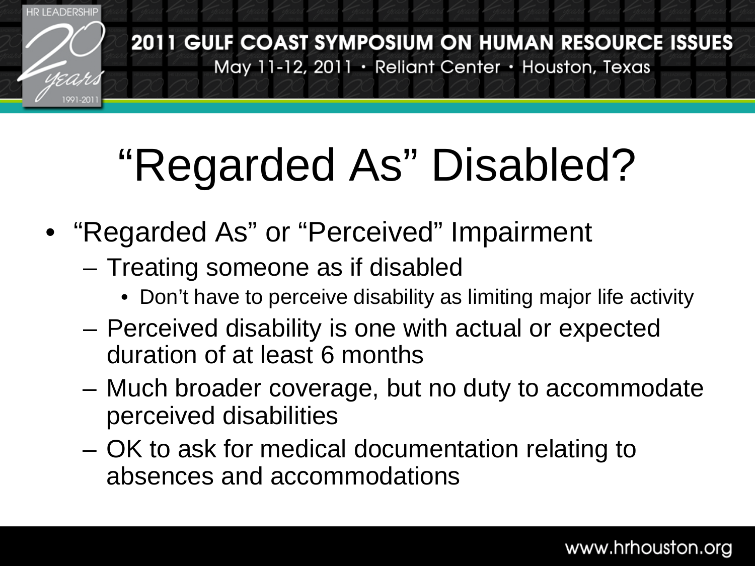# "Regarded As" Disabled?

- "Regarded As" or "Perceived" Impairment
  - Treating someone as if disabled
    - Don't have to perceive disability as limiting major life activity
  - Perceived disability is one with actual or expected duration of at least 6 months
  - Much broader coverage, but no duty to accommodate perceived disabilities
  - OK to ask for medical documentation relating to absences and accommodations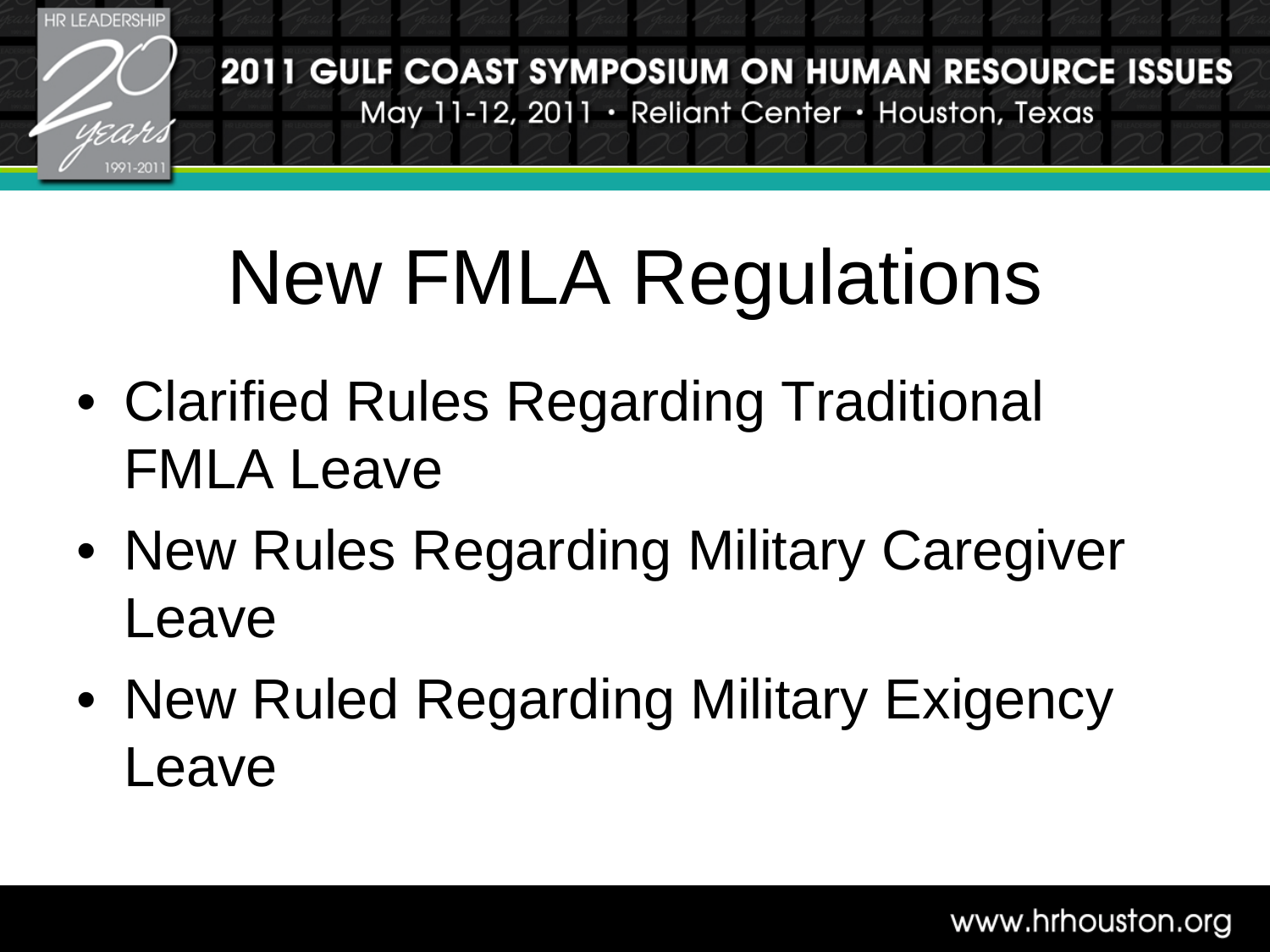# New FMLA Regulations

- Clarified Rules Regarding Traditional FMLA Leave
- New Rules Regarding Military Caregiver Leave
- New Ruled Regarding Military Exigency Leave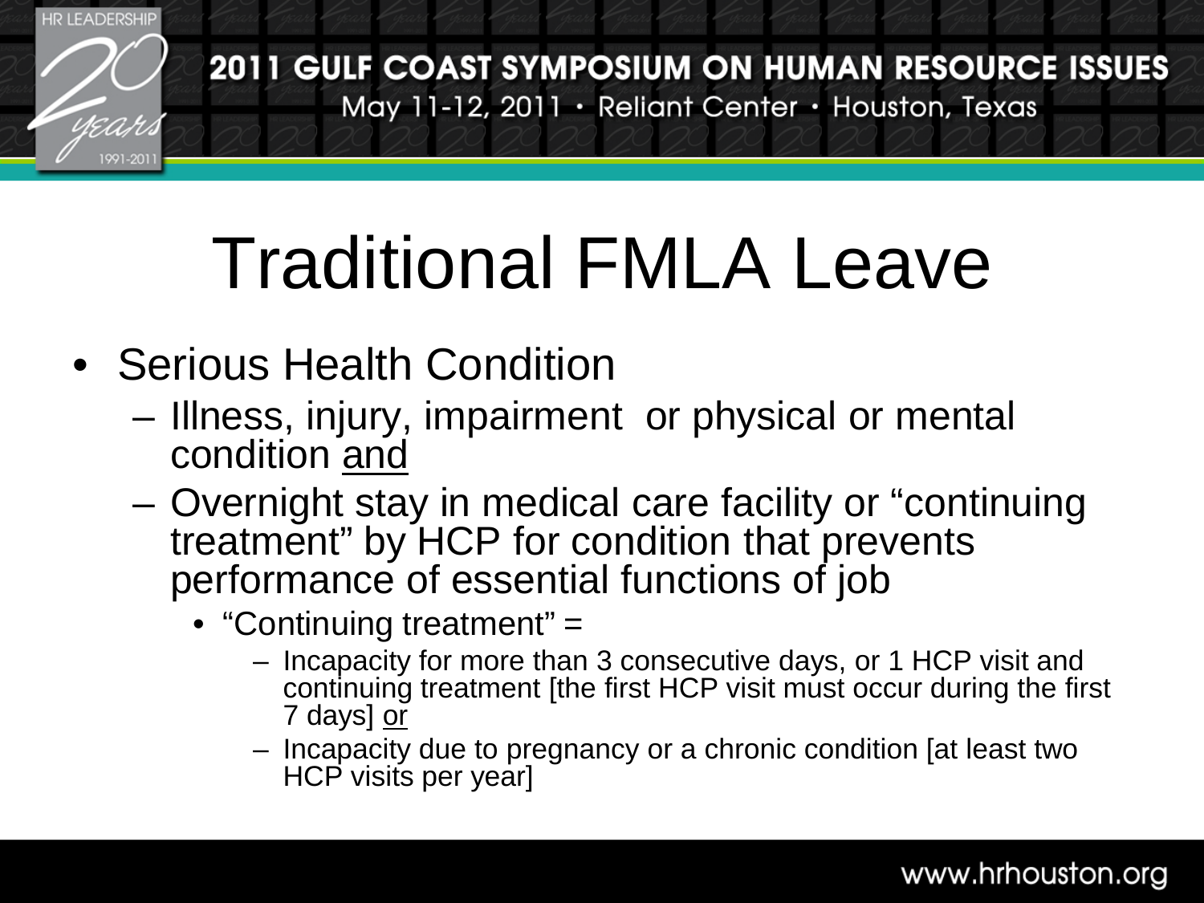# Traditional FMLA Leave

- Serious Health Condition
  - Illness, injury, impairment or physical or mental condition <u>and</u>
  - Overnight stay in medical care facility or "continuing treatment" by HCP for condition that prevents performance of essential functions of job
    - "Continuing treatment" =
      - Incapacity for more than 3 consecutive days, or 1 HCP visit and continuing treatment [the first HCP visit must occur during the first 7 days] <u>or</u>
      - Incapacity due to pregnancy or a chronic condition [at least two HCP visits per year]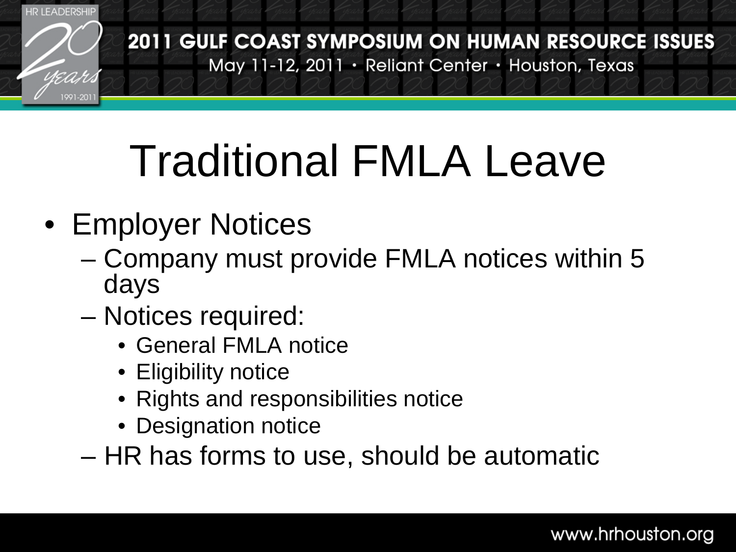# Traditional FMLA Leave

- Employer Notices
  - Company must provide FMLA notices within 5 days
  - Notices required:
    - General FMLA notice
    - Eligibility notice
    - Rights and responsibilities notice
    - Designation notice
  - HR has forms to use, should be automatic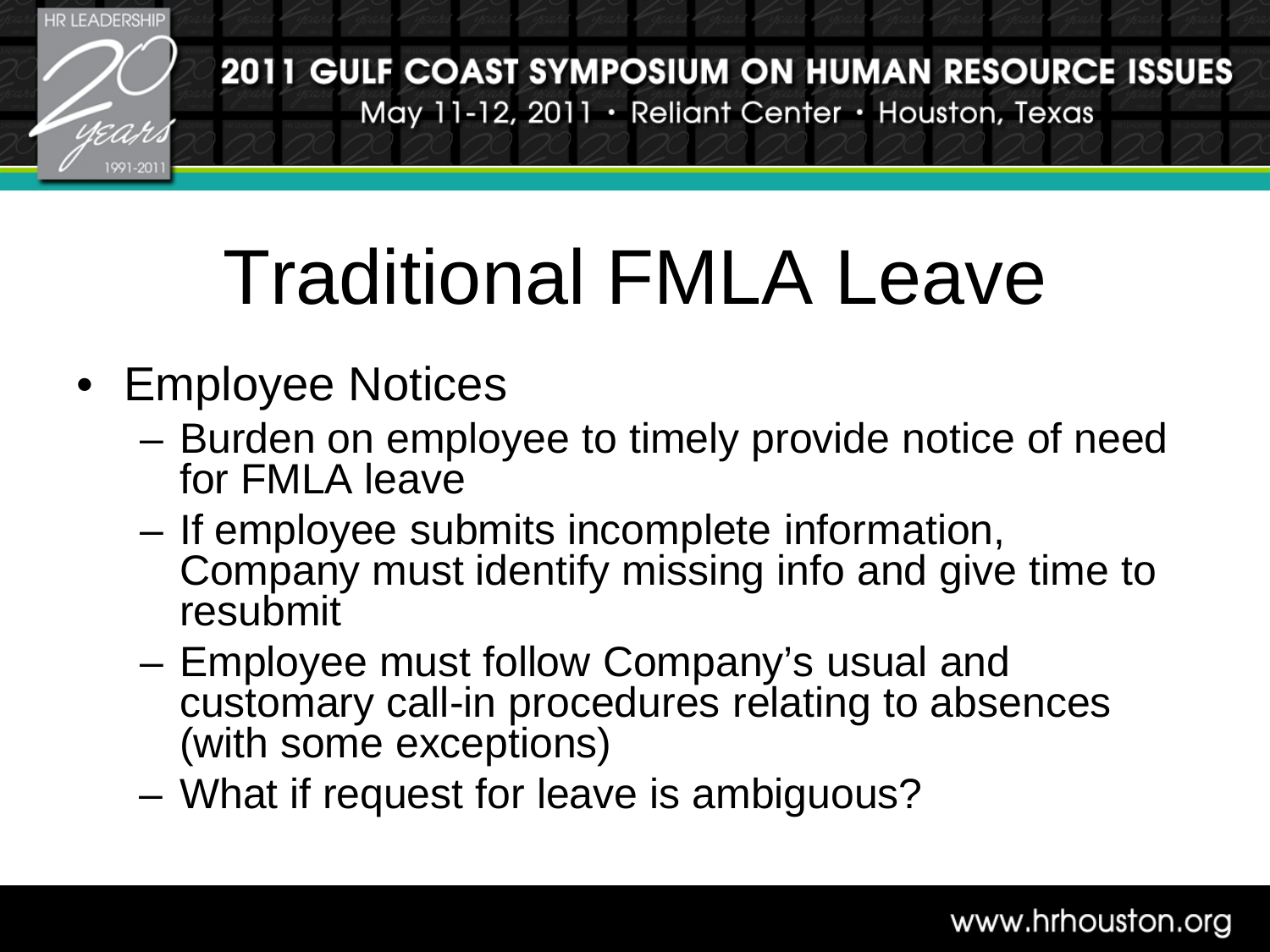# Traditional FMLA Leave

- Employee Notices
  - Burden on employee to timely provide notice of need for FMLA leave
  - If employee submits incomplete information, Company must identify missing info and give time to resubmit
  - Employee must follow Company's usual and customary call-in procedures relating to absences (with some exceptions)
  - What if request for leave is ambiguous?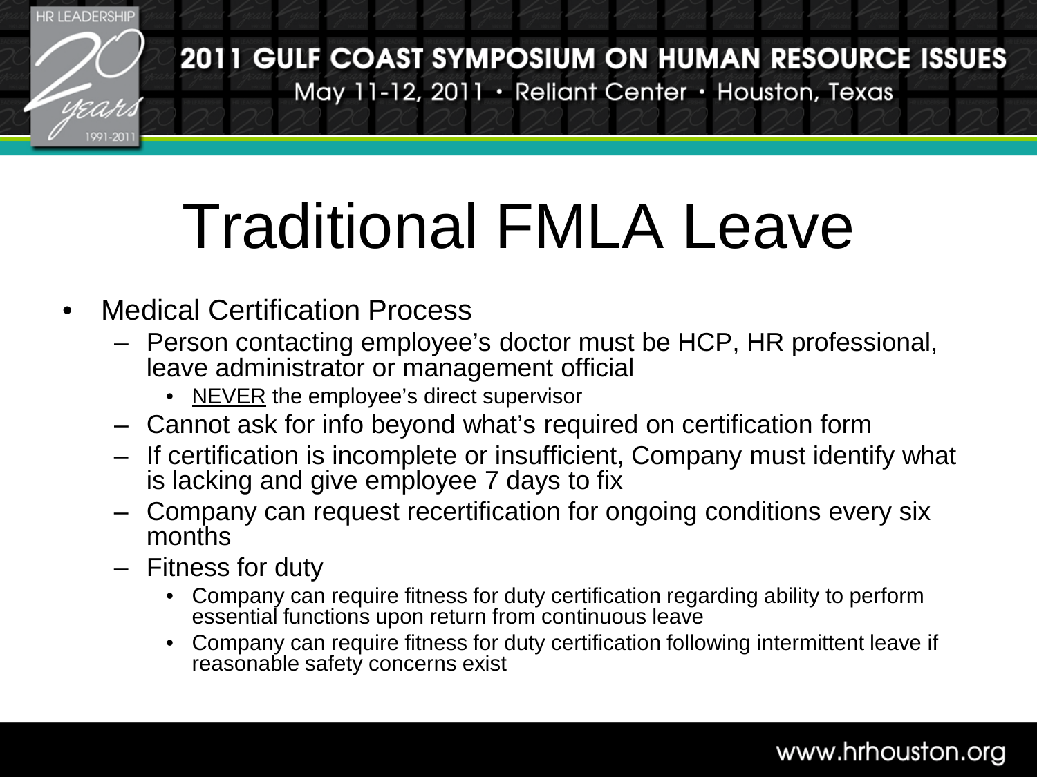# Traditional FMLA Leave

- Medical Certification Process
  - Person contacting employee's doctor must be HCP, HR professional, leave administrator or management official
    - NEVER the employee's direct supervisor
  - Cannot ask for info beyond what's required on certification form
  - If certification is incomplete or insufficient, Company must identify what is lacking and give employee 7 days to fix
  - Company can request recertification for ongoing conditions every six months
  - Fitness for duty
    - Company can require fitness for duty certification regarding ability to perform essential functions upon return from continuous leave
    - Company can require fitness for duty certification following intermittent leave if reasonable safety concerns exist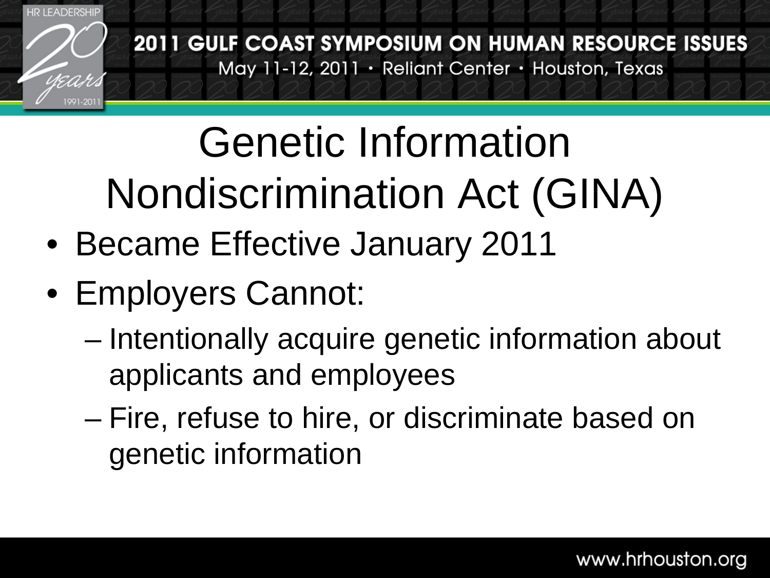# Genetic Information Nondiscrimination Act (GINA)

- Became Effective January 2011
- Employers Cannot:
  - Intentionally acquire genetic information about applicants and employees
  - Fire, refuse to hire, or discriminate based on genetic information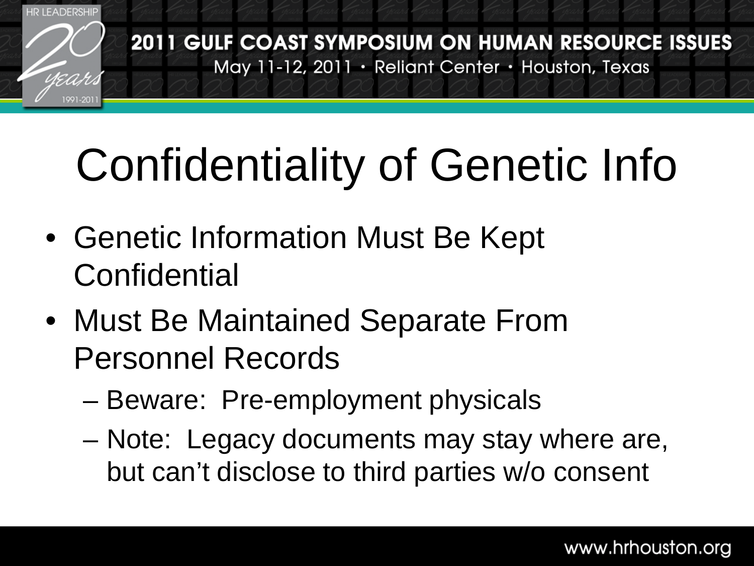# Confidentiality of Genetic Info

- Genetic Information Must Be Kept Confidential
- Must Be Maintained Separate From Personnel Records
  - Beware: Pre-employment physicals
  - Note: Legacy documents may stay where are, but can't disclose to third parties w/o consent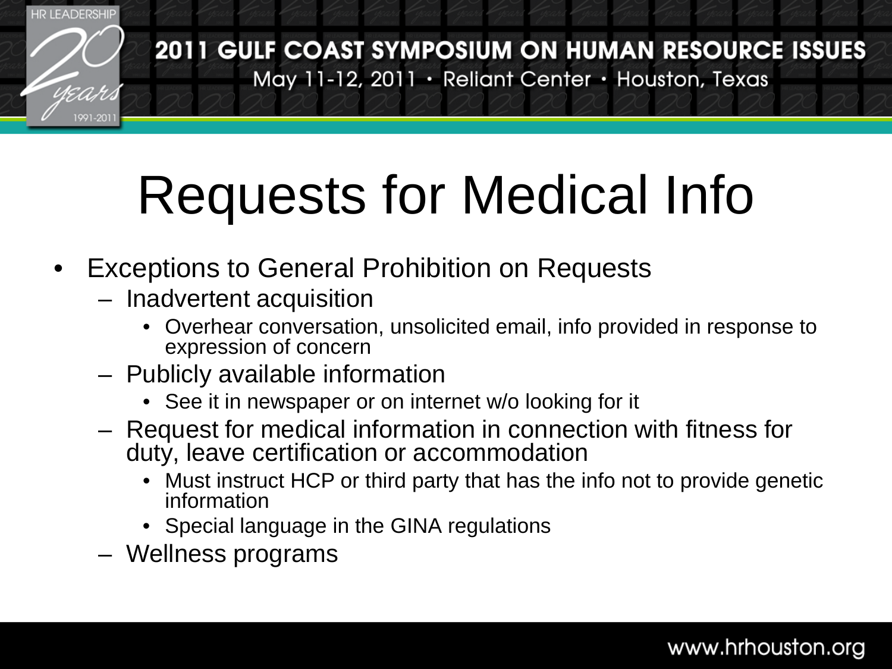# Requests for Medical Info

- Exceptions to General Prohibition on Requests
  - Inadvertent acquisition
    - Overhear conversation, unsolicited email, info provided in response to expression of concern
  - Publicly available information
    - See it in newspaper or on internet w/o looking for it
  - Request for medical information in connection with fitness for duty, leave certification or accommodation
    - Must instruct HCP or third party that has the info not to provide genetic information
    - Special language in the GINA regulations
  - Wellness programs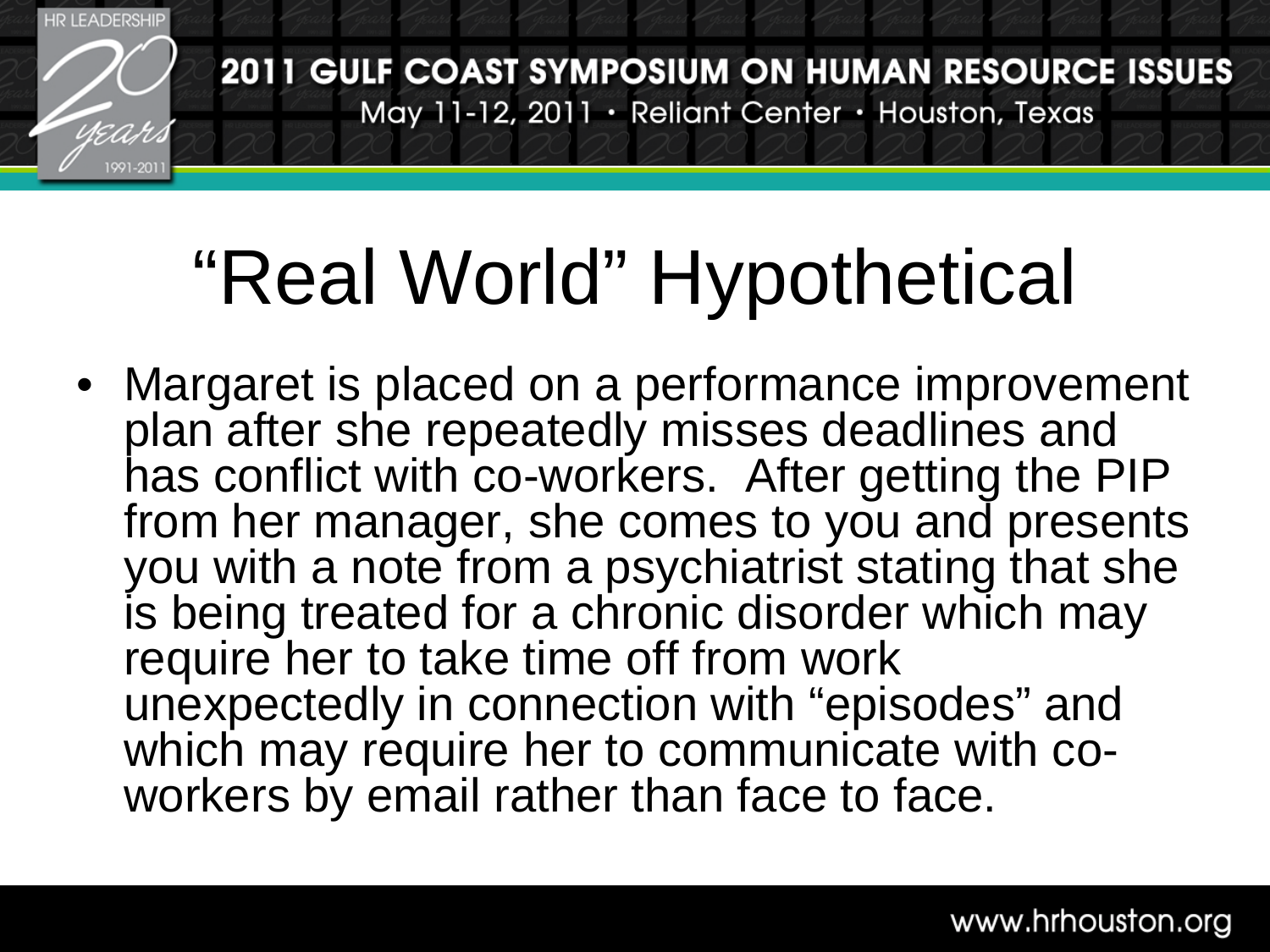# "Real World" Hypothetical

- Margaret is placed on a performance improvement plan after she repeatedly misses deadlines and has conflict with co-workers. After getting the PIP from her manager, she comes to you and presents you with a note from a psychiatrist stating that she is being treated for a chronic disorder which may require her to take time off from work unexpectedly in connection with "episodes" and which may require her to communicate with co-workers by email rather than face to face.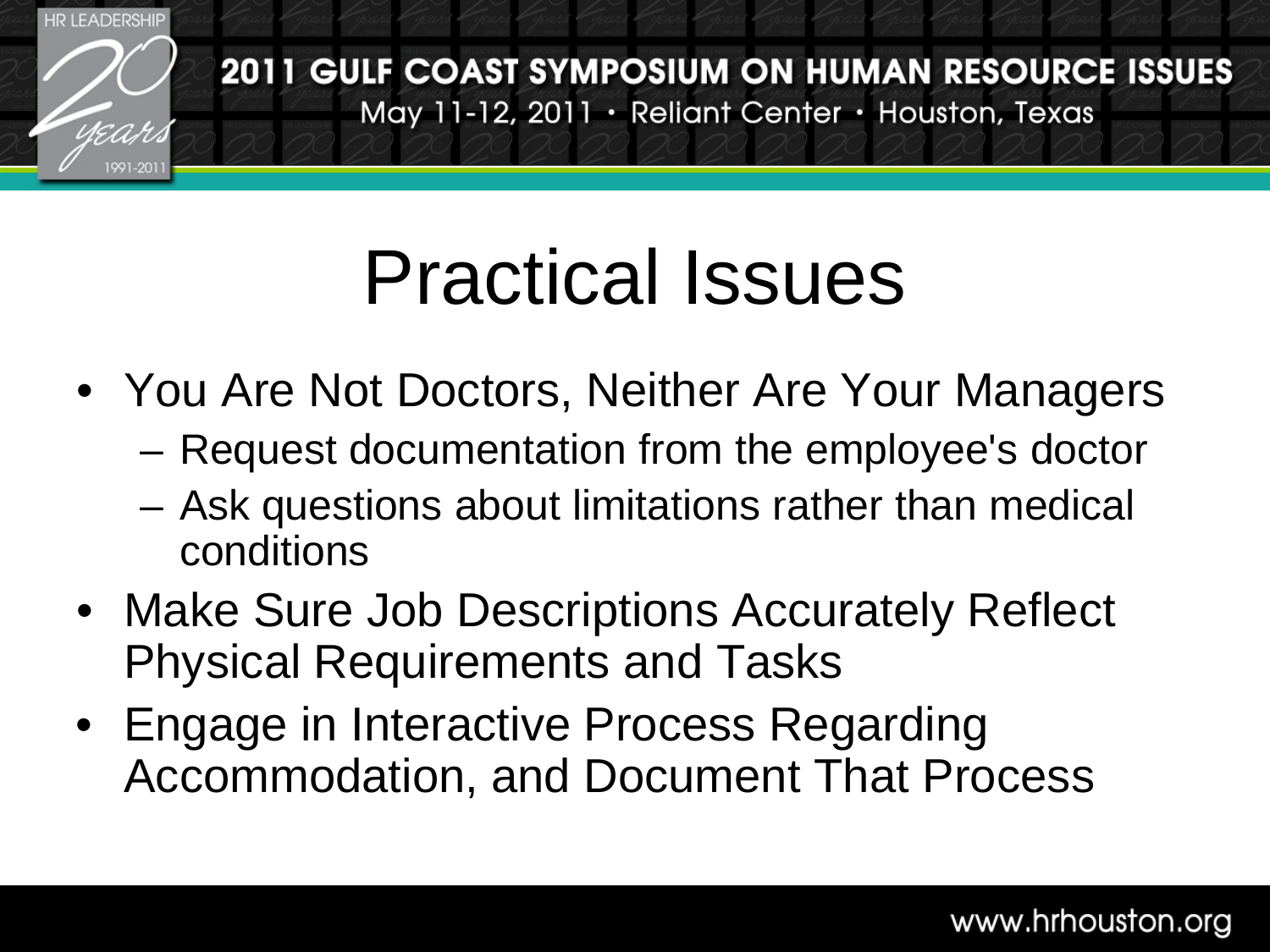# Practical Issues

- You Are Not Doctors, Neither Are Your Managers
  - Request documentation from the employee's doctor
  - Ask questions about limitations rather than medical conditions
- Make Sure Job Descriptions Accurately Reflect Physical Requirements and Tasks
- Engage in Interactive Process Regarding Accommodation, and Document That Process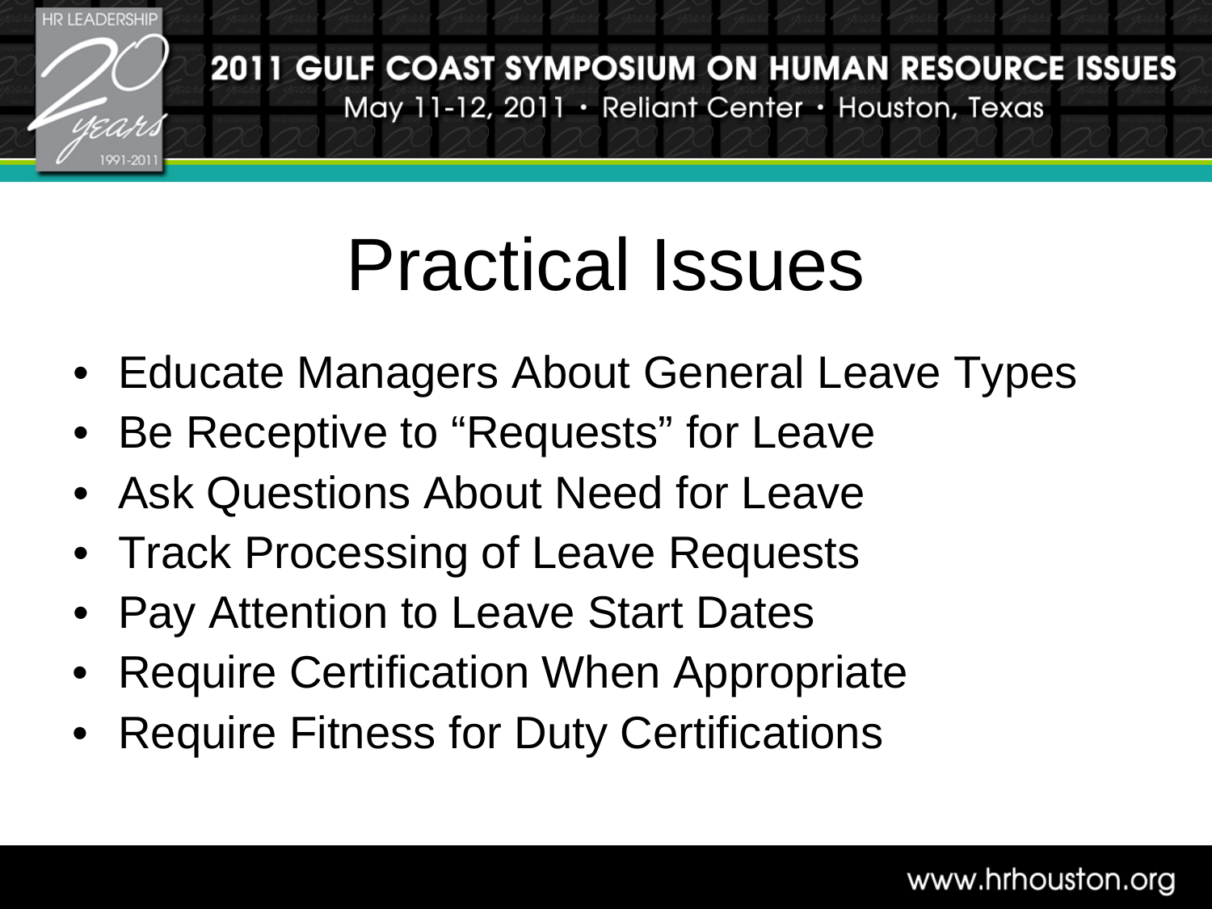# Practical Issues

- Educate Managers About General Leave Types
- Be Receptive to “Requests” for Leave
- Ask Questions About Need for Leave
- Track Processing of Leave Requests
- Pay Attention to Leave Start Dates
- Require Certification When Appropriate
- Require Fitness for Duty Certifications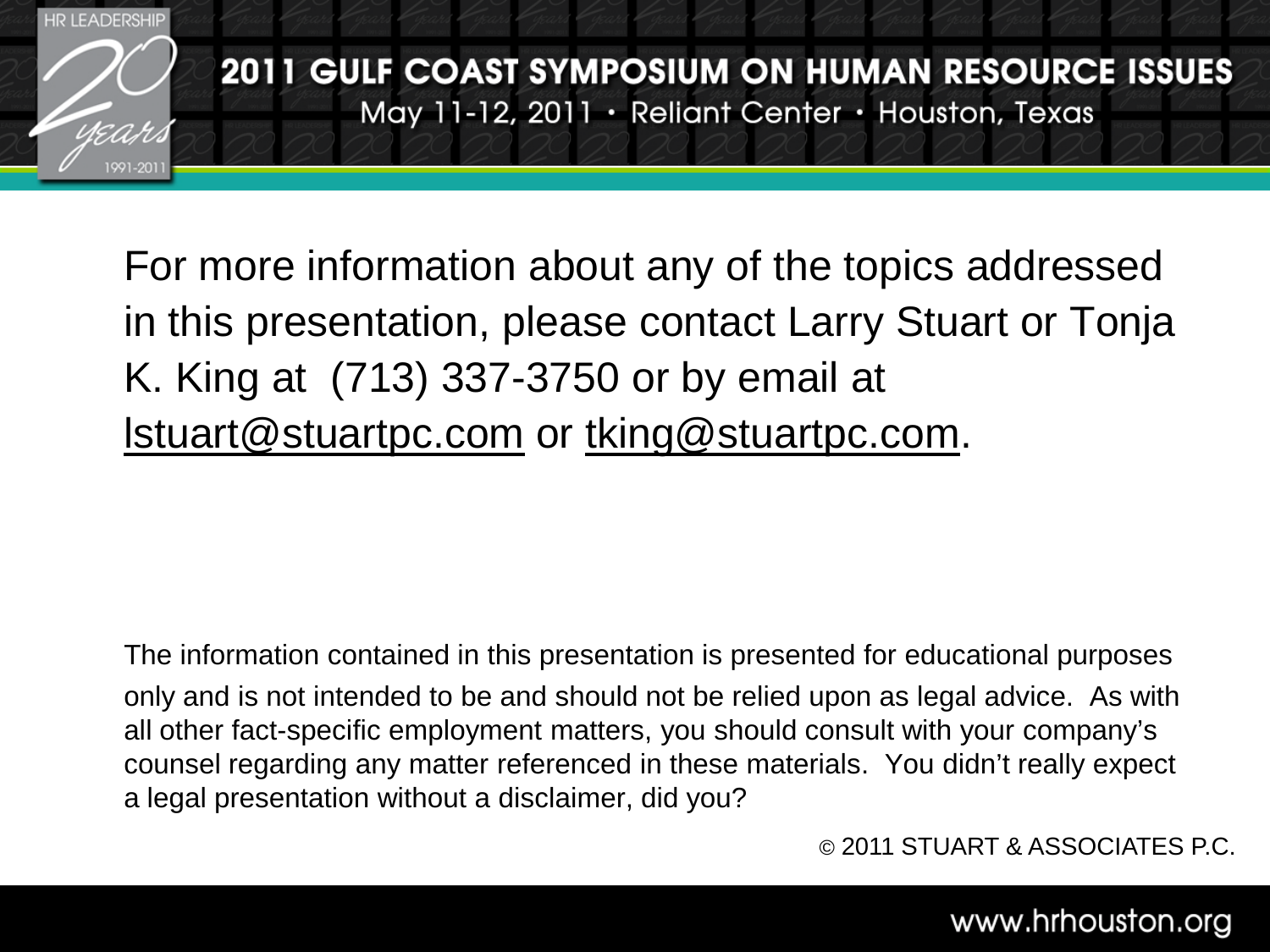For more information about any of the topics addressed in this presentation, please contact Larry Stuart or Tonja K. King at (713) 337-3750 or by email at lstuart@stuartpc.com or tking@stuartpc.com.

The information contained in this presentation is presented for educational purposes only and is not intended to be and should not be relied upon as legal advice. As with all other fact-specific employment matters, you should consult with your company's counsel regarding any matter referenced in these materials. You didn't really expect a legal presentation without a disclaimer, did you?

© 2011 STUART & ASSOCIATES P.C.